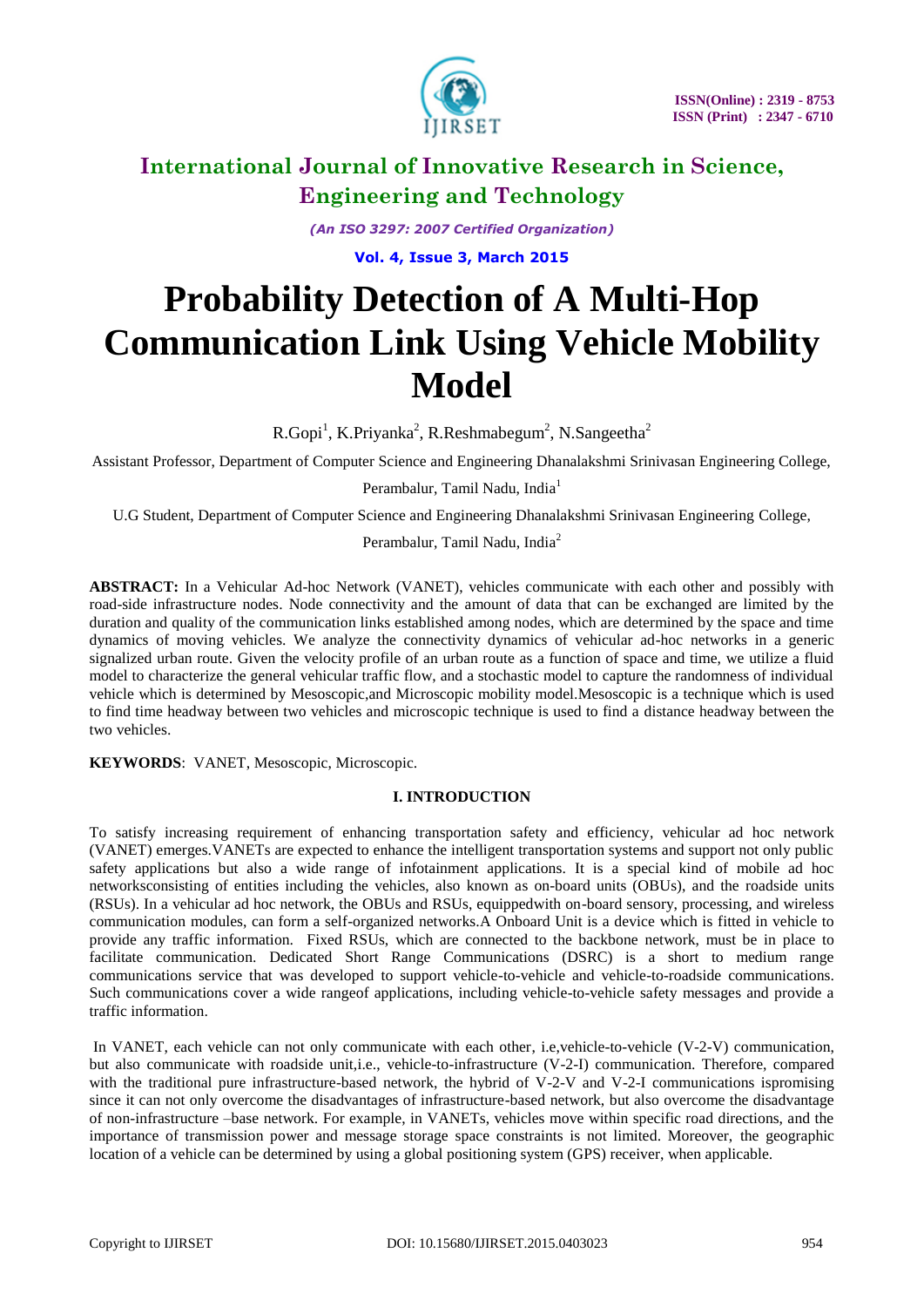# Probability Detection of A Multi-Hop Communication Link Using Vehicle Mobility Model

R.Gopi[1], K.Priyanka[2], R.Reshmabegum[2], N.Sangeetha[2]

Assistant Professor, Department of Computer Science and Engineering Dhanalakshmi Srinivasan Engineering College, Perambalur, Tamil Nadu, India[1]

U.G Student, Department of Computer Science and Engineering Dhanalakshmi Srinivasan Engineering College, Perambalur, Tamil Nadu, India[2]

**ABSTRACT:** In a Vehicular Ad-hoc Network (VANET), vehicles communicate with each other and possibly with road-side infrastructure nodes. Node connectivity and the amount of data that can be exchanged are limited by the duration and quality of the communication links established among nodes, which are determined by the space and time dynamics of moving vehicles. We analyze the connectivity dynamics of vehicular ad-hoc networks in a generic signalized urban route. Given the velocity profile of an urban route as a function of space and time, we utilize a fluid model to characterize the general vehicular traffic flow, and a stochastic model to capture the randomness of individual vehicle which is determined by Mesoscopic,and Microscopic mobility model.Mesoscopic is a technique which is used to find time headway between two vehicles and microscopic technique is used to find a distance headway between the two vehicles.

**KEYWORDS**: VANET, Mesoscopic, Microscopic.

## I. INTRODUCTION

To satisfy increasing requirement of enhancing transportation safety and efficiency, vehicular ad hoc network (VANET) emerges.VANETs are expected to enhance the intelligent transportation systems and support not only public safety applications but also a wide range of infotainment applications. It is a special kind of mobile ad hoc networksconsisting of entities including the vehicles, also known as on-board units (OBUs), and the roadside units (RSUs). In a vehicular ad hoc network, the OBUs and RSUs, equippedwith on-board sensory, processing, and wireless communication modules, can form a self-organized networks.A Onboard Unit is a device which is fitted in vehicle to provide any traffic information. Fixed RSUs, which are connected to the backbone network, must be in place to facilitate communication. Dedicated Short Range Communications (DSRC) is a short to medium range communications service that was developed to support vehicle-to-vehicle and vehicle-to-roadside communications. Such communications cover a wide rangeof applications, including vehicle-to-vehicle safety messages and provide a traffic information.

In VANET, each vehicle can not only communicate with each other, i.e,vehicle-to-vehicle (V-2-V) communication, but also communicate with roadside unit,i.e., vehicle-to-infrastructure (V-2-I) communication. Therefore, compared with the traditional pure infrastructure-based network, the hybrid of V-2-V and V-2-I communications ispromising since it can not only overcome the disadvantages of infrastructure-based network, but also overcome the disadvantage of non-infrastructure –base network. For example, in VANETs, vehicles move within specific road directions, and the importance of transmission power and message storage space constraints is not limited. Moreover, the geographic location of a vehicle can be determined by using a global positioning system (GPS) receiver, when applicable.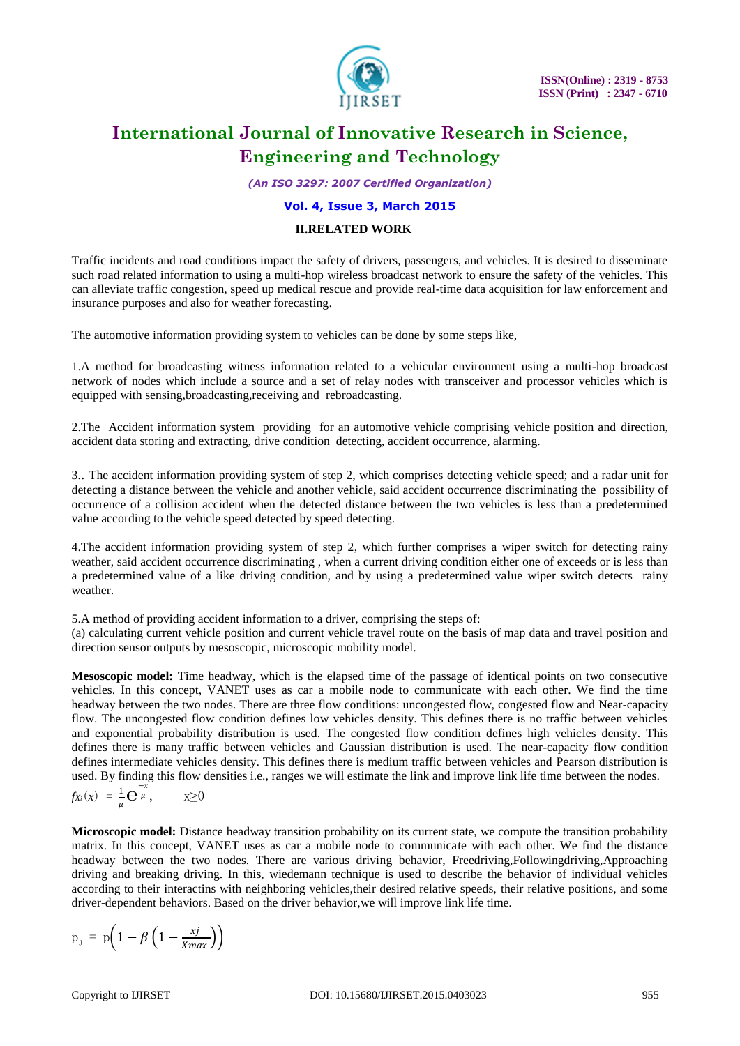## II.RELATED WORK

Traffic incidents and road conditions impact the safety of drivers, passengers, and vehicles. It is desired to disseminate such road related information to using a multi-hop wireless broadcast network to ensure the safety of the vehicles. This can alleviate traffic congestion, speed up medical rescue and provide real-time data acquisition for law enforcement and insurance purposes and also for weather forecasting.

The automotive information providing system to vehicles can be done by some steps like,

1.A method for broadcasting witness information related to a vehicular environment using a multi-hop broadcast network of nodes which include a source and a set of relay nodes with transceiver and processor vehicles which is equipped with sensing,broadcasting,receiving and rebroadcasting.

2.The Accident information system providing for an automotive vehicle comprising vehicle position and direction, accident data storing and extracting, drive condition detecting, accident occurrence, alarming.

3.. The accident information providing system of step 2, which comprises detecting vehicle speed; and a radar unit for detecting a distance between the vehicle and another vehicle, said accident occurrence discriminating the possibility of occurrence of a collision accident when the detected distance between the two vehicles is less than a predetermined value according to the vehicle speed detected by speed detecting.

4.The accident information providing system of step 2, which further comprises a wiper switch for detecting rainy weather, said accident occurrence discriminating , when a current driving condition either one of exceeds or is less than a predetermined value of a like driving condition, and by using a predetermined value wiper switch detects rainy weather.

5.A method of providing accident information to a driver, comprising the steps of:
(a) calculating current vehicle position and current vehicle travel route on the basis of map data and travel position and direction sensor outputs by mesoscopic, microscopic mobility model.

**Mesoscopic model:** Time headway, which is the elapsed time of the passage of identical points on two consecutive vehicles. In this concept, VANET uses as car a mobile node to communicate with each other. We find the time headway between the two nodes. There are three flow conditions: uncongested flow, congested flow and Near-capacity flow. The uncongested flow condition defines low vehicles density. This defines there is no traffic between vehicles and exponential probability distribution is used. The congested flow condition defines high vehicles density. This defines there is many traffic between vehicles and Gaussian distribution is used. The near-capacity flow condition defines intermediate vehicles density. This defines there is medium traffic between vehicles and Pearson distribution is used. By finding this flow densities i.e., ranges we will estimate the link and improve link life time between the nodes.

$$f_{X_i}(x) = \frac{1}{\mu} e^{\frac{-x}{\mu}}, \qquad x \geq 0$$

**Microscopic model:** Distance headway transition probability on its current state, we compute the transition probability matrix. In this concept, VANET uses as car a mobile node to communicate with each other. We find the distance headway between the two nodes. There are various driving behavior, Freedriving,Followingdriving,Approaching driving and breaking driving. In this, wiedemann technique is used to describe the behavior of individual vehicles according to their interactins with neighboring vehicles,their desired relative speeds, their relative positions, and some driver-dependent behaviors. Based on the driver behavior,we will improve link life time.

$$p_j = p\left(1 - \beta\left(1 - \frac{xj}{Xmax}\right)\right)$$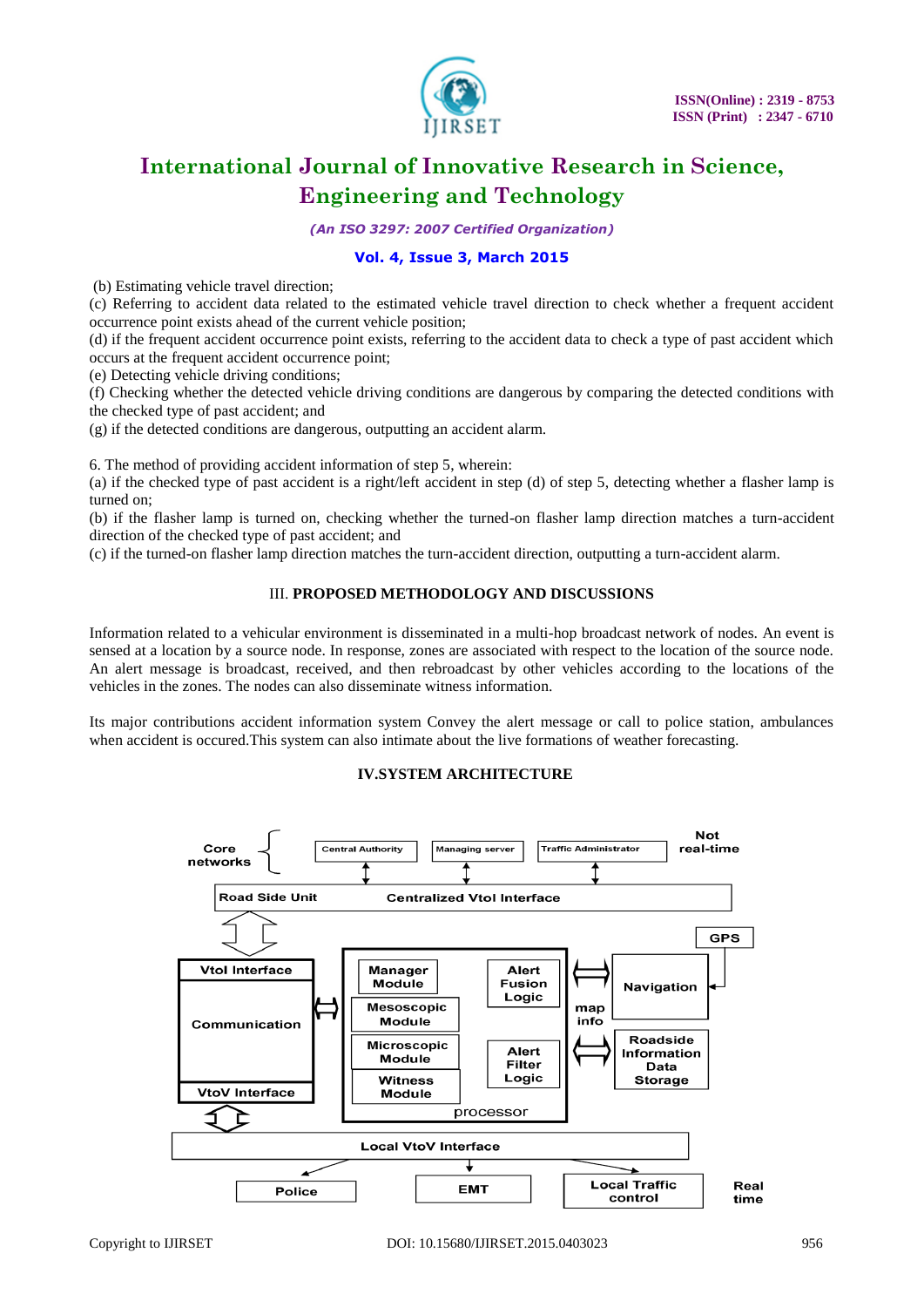(b) Estimating vehicle travel direction;
(c) Referring to accident data related to the estimated vehicle travel direction to check whether a frequent accident occurrence point exists ahead of the current vehicle position;
(d) if the frequent accident occurrence point exists, referring to the accident data to check a type of past accident which occurs at the frequent accident occurrence point;
(e) Detecting vehicle driving conditions;
(f) Checking whether the detected vehicle driving conditions are dangerous by comparing the detected conditions with the checked type of past accident; and
(g) if the detected conditions are dangerous, outputting an accident alarm.

6. The method of providing accident information of step 5, wherein:
(a) if the checked type of past accident is a right/left accident in step (d) of step 5, detecting whether a flasher lamp is turned on;
(b) if the flasher lamp is turned on, checking whether the turned-on flasher lamp direction matches a turn-accident direction of the checked type of past accident; and
(c) if the turned-on flasher lamp direction matches the turn-accident direction, outputting a turn-accident alarm.

## III. PROPOSED METHODOLOGY AND DISCUSSIONS

Information related to a vehicular environment is disseminated in a multi-hop broadcast network of nodes. An event is sensed at a location by a source node. In response, zones are associated with respect to the location of the source node. An alert message is broadcast, received, and then rebroadcast by other vehicles according to the locations of the vehicles in the zones. The nodes can also disseminate witness information.

Its major contributions accident information system Convey the alert message or call to police station, ambulances when accident is occured.This system can also intimate about the live formations of weather forecasting.

## IV.SYSTEM ARCHITECTURE

Core networks | Central Authority | Managing server | Traffic Administrator | Not real-time

Road Side Unit | Centralized VtoI Interface

VtoI Interface | Communication | VtoV Interface

Manager Module | Mesoscopic Module | Microscopic Module | Witness Module | Alert Fusion Logic | Alert Filter Logic | processor

map info | GPS | Navigation | Roadside Information Data Storage

Local VtoV Interface

Police | EMT | Local Traffic control | Real time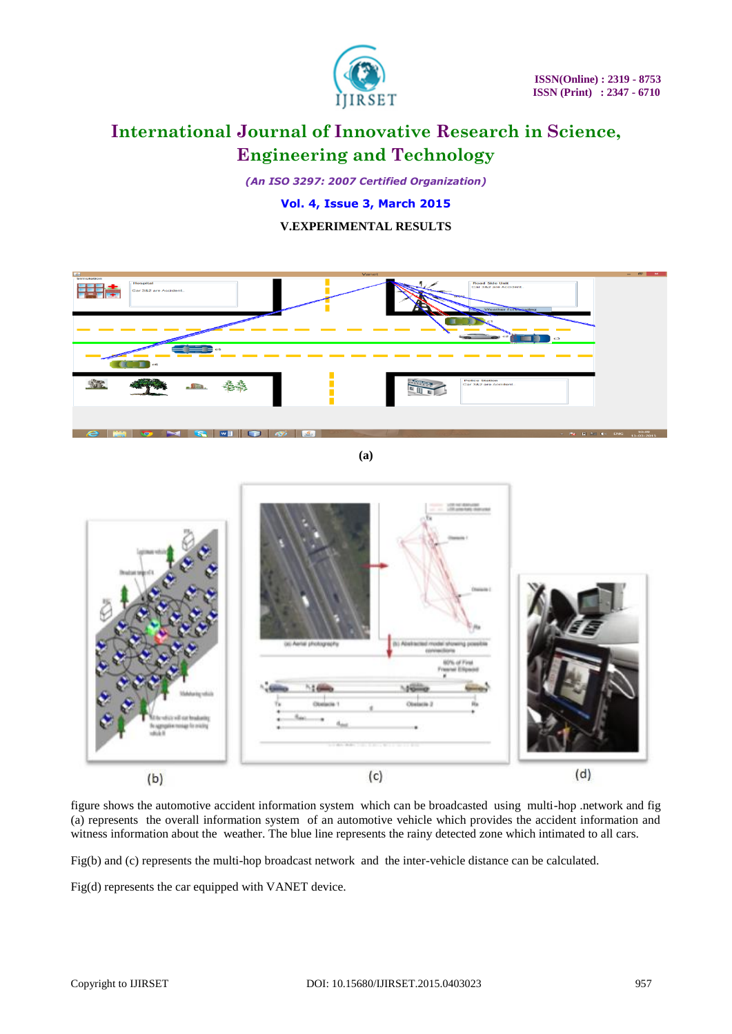## V.EXPERIMENTAL RESULTS

(a)

(b) (c) (d)

figure shows the automotive accident information system which can be broadcasted using multi-hop .network and fig (a) represents the overall information system of an automotive vehicle which provides the accident information and witness information about the weather. The blue line represents the rainy detected zone which intimated to all cars.

Fig(b) and (c) represents the multi-hop broadcast network and the inter-vehicle distance can be calculated.

Fig(d) represents the car equipped with VANET device.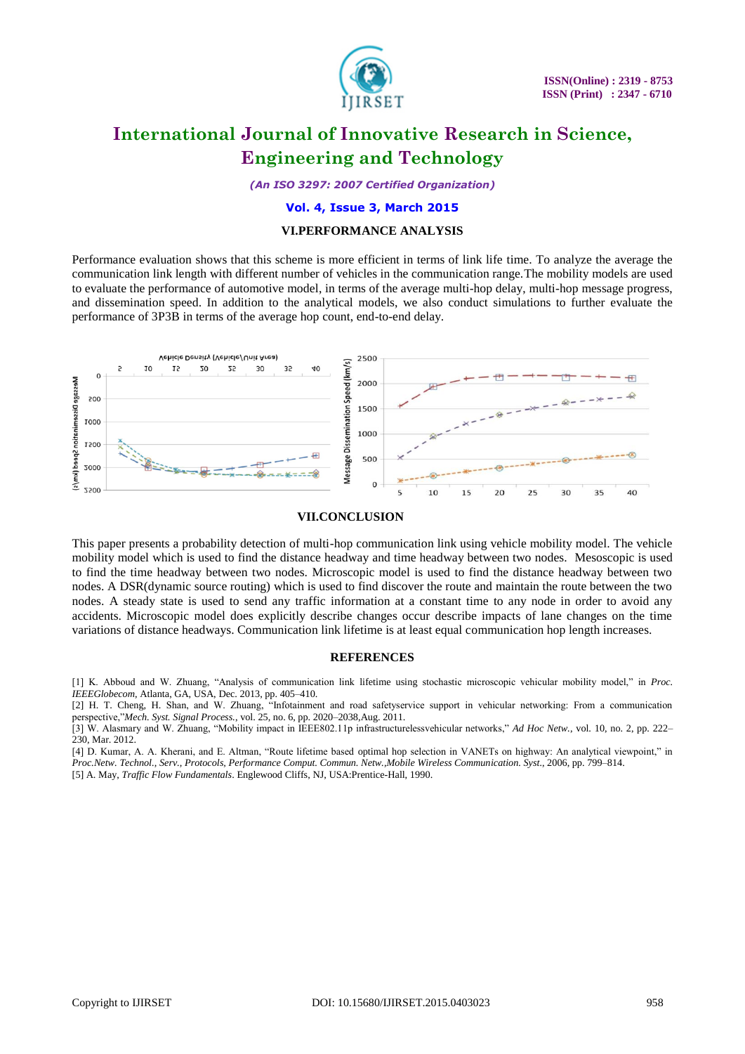## VI.PERFORMANCE ANALYSIS

Performance evaluation shows that this scheme is more efficient in terms of link life time. To analyze the average the communication link length with different number of vehicles in the communication range.The mobility models are used to evaluate the performance of automotive model, in terms of the average multi-hop delay, multi-hop message progress, and dissemination speed. In addition to the analytical models, we also conduct simulations to further evaluate the performance of 3P3B in terms of the average hop count, end-to-end delay.

Vehicle Density (Vehicle/Unit Area)

5 10 15 20 25 30 35 40

Message Dissemination Speed (km/s)

0 500 1000 1500 2000 2500

Message Dissemination Speed (km/s)

2500 2000 1500 1000 500 0

5 10 15 20 25 30 35 40

## VII.CONCLUSION

This paper presents a probability detection of multi-hop communication link using vehicle mobility model. The vehicle mobility model which is used to find the distance headway and time headway between two nodes. Mesoscopic is used to find the time headway between two nodes. Microscopic model is used to find the distance headway between two nodes. A DSR(dynamic source routing) which is used to find discover the route and maintain the route between the two nodes. A steady state is used to send any traffic information at a constant time to any node in order to avoid any accidents. Microscopic model does explicitly describe changes occur describe impacts of lane changes on the time variations of distance headways. Communication link lifetime is at least equal communication hop length increases.

## REFERENCES

[1] K. Abboud and W. Zhuang, "Analysis of communication link lifetime using stochastic microscopic vehicular mobility model," in *Proc. IEEEGlobecom*, Atlanta, GA, USA, Dec. 2013, pp. 405–410.

[2] H. T. Cheng, H. Shan, and W. Zhuang, "Infotainment and road safetyservice support in vehicular networking: From a communication perspective,"*Mech. Syst. Signal Process.*, vol. 25, no. 6, pp. 2020–2038,Aug. 2011.

[3] W. Alasmary and W. Zhuang, "Mobility impact in IEEE802.11p infrastructurelessvehicular networks," *Ad Hoc Netw.*, vol. 10, no. 2, pp. 222–230, Mar. 2012.

[4] D. Kumar, A. A. Kherani, and E. Altman, "Route lifetime based optimal hop selection in VANETs on highway: An analytical viewpoint," in *Proc.Netw. Technol., Serv., Protocols, Performance Comput. Commun. Netw.,Mobile Wireless Communication. Syst.*, 2006, pp. 799–814.

[5] A. May, *Traffic Flow Fundamentals*. Englewood Cliffs, NJ, USA:Prentice-Hall, 1990.